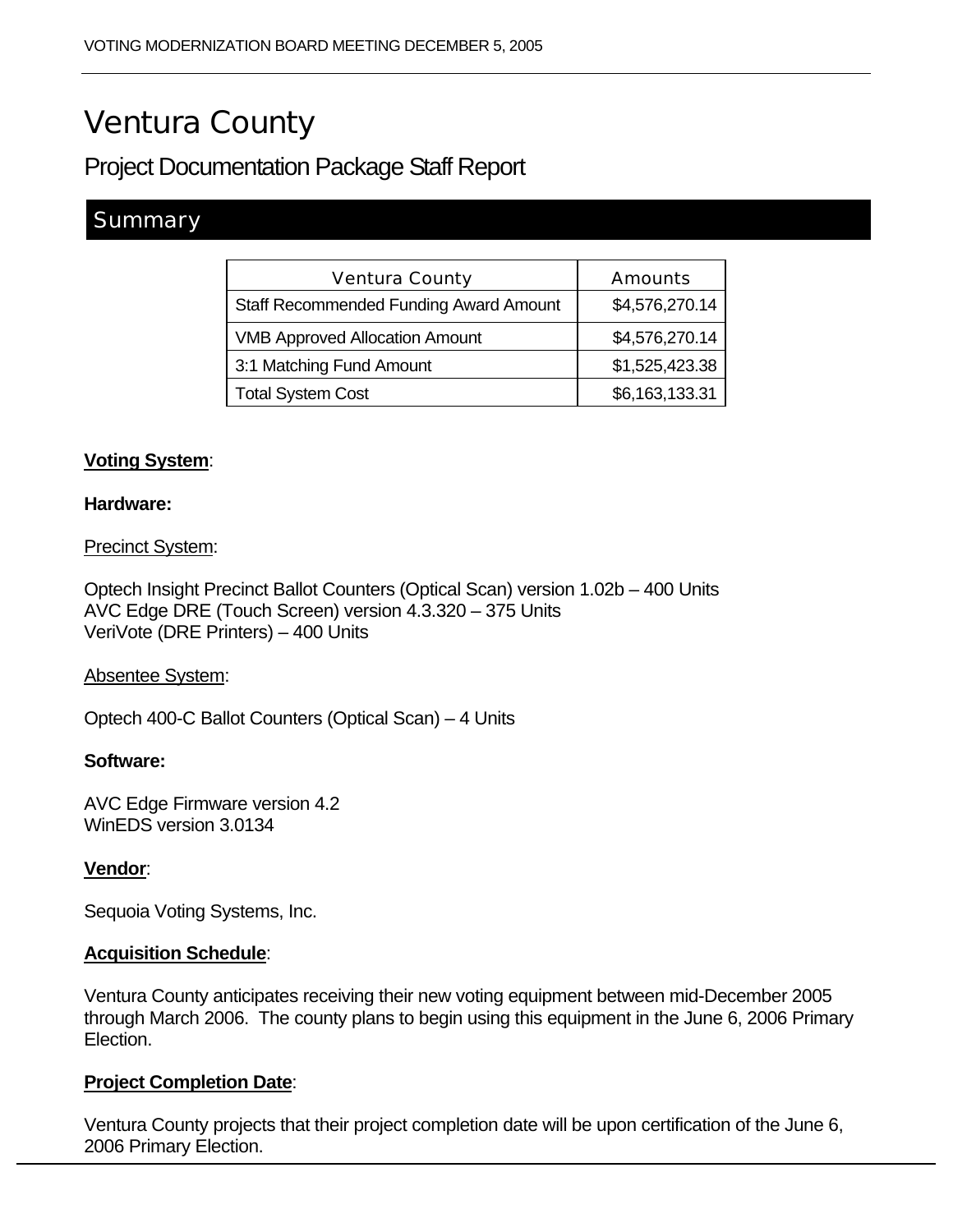# Ventura County

## Project Documentation Package Staff Report

## Summary

| Ventura County | Amounts |
|---|---|
| Staff Recommended Funding Award Amount | $4,576,270.14 |
| VMB Approved Allocation Amount | $4,576,270.14 |
| 3:1 Matching Fund Amount | $1,525,423.38 |
| Total System Cost | $6,163,133.31 |

**Voting System**:

**Hardware:**

Precinct System:

Optech Insight Precinct Ballot Counters (Optical Scan) version 1.02b – 400 Units
AVC Edge DRE (Touch Screen) version 4.3.320 – 375 Units
VeriVote (DRE Printers) – 400 Units

Absentee System:

Optech 400-C Ballot Counters (Optical Scan) – 4 Units

**Software:**

AVC Edge Firmware version 4.2
WinEDS version 3.0134

**Vendor**:

Sequoia Voting Systems, Inc.

**Acquisition Schedule**:

Ventura County anticipates receiving their new voting equipment between mid-December 2005 through March 2006. The county plans to begin using this equipment in the June 6, 2006 Primary Election.

**Project Completion Date**:

Ventura County projects that their project completion date will be upon certification of the June 6, 2006 Primary Election.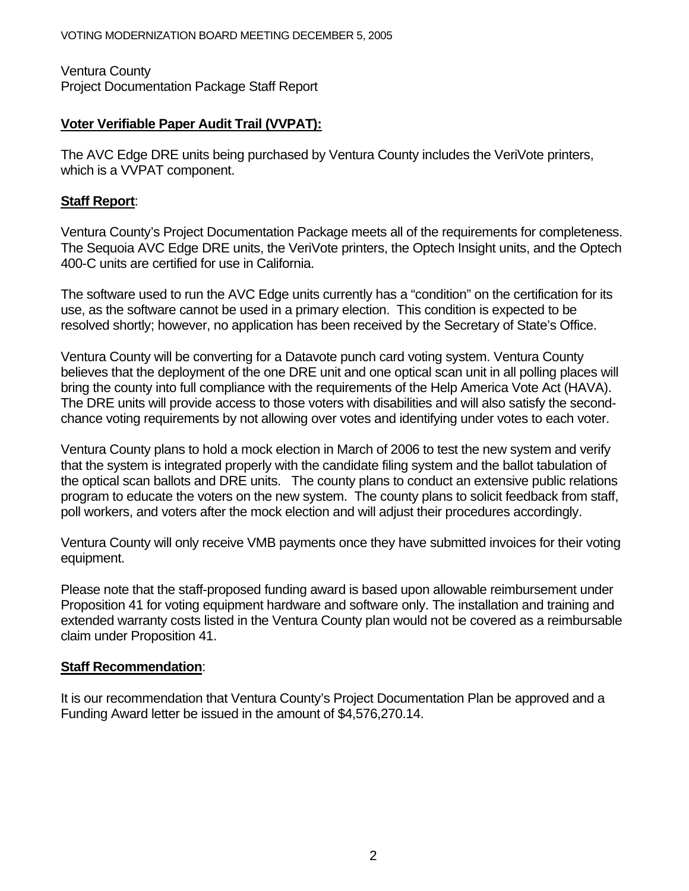Ventura County
Project Documentation Package Staff Report

**Voter Verifiable Paper Audit Trail (VVPAT):**

The AVC Edge DRE units being purchased by Ventura County includes the VeriVote printers, which is a VVPAT component.

**Staff Report**:

Ventura County's Project Documentation Package meets all of the requirements for completeness. The Sequoia AVC Edge DRE units, the VeriVote printers, the Optech Insight units, and the Optech 400-C units are certified for use in California.

The software used to run the AVC Edge units currently has a "condition" on the certification for its use, as the software cannot be used in a primary election. This condition is expected to be resolved shortly; however, no application has been received by the Secretary of State's Office.

Ventura County will be converting for a Datavote punch card voting system. Ventura County believes that the deployment of the one DRE unit and one optical scan unit in all polling places will bring the county into full compliance with the requirements of the Help America Vote Act (HAVA). The DRE units will provide access to those voters with disabilities and will also satisfy the second-chance voting requirements by not allowing over votes and identifying under votes to each voter.

Ventura County plans to hold a mock election in March of 2006 to test the new system and verify that the system is integrated properly with the candidate filing system and the ballot tabulation of the optical scan ballots and DRE units. The county plans to conduct an extensive public relations program to educate the voters on the new system. The county plans to solicit feedback from staff, poll workers, and voters after the mock election and will adjust their procedures accordingly.

Ventura County will only receive VMB payments once they have submitted invoices for their voting equipment.

Please note that the staff-proposed funding award is based upon allowable reimbursement under Proposition 41 for voting equipment hardware and software only. The installation and training and extended warranty costs listed in the Ventura County plan would not be covered as a reimbursable claim under Proposition 41.

**Staff Recommendation**:

It is our recommendation that Ventura County's Project Documentation Plan be approved and a Funding Award letter be issued in the amount of $4,576,270.14.